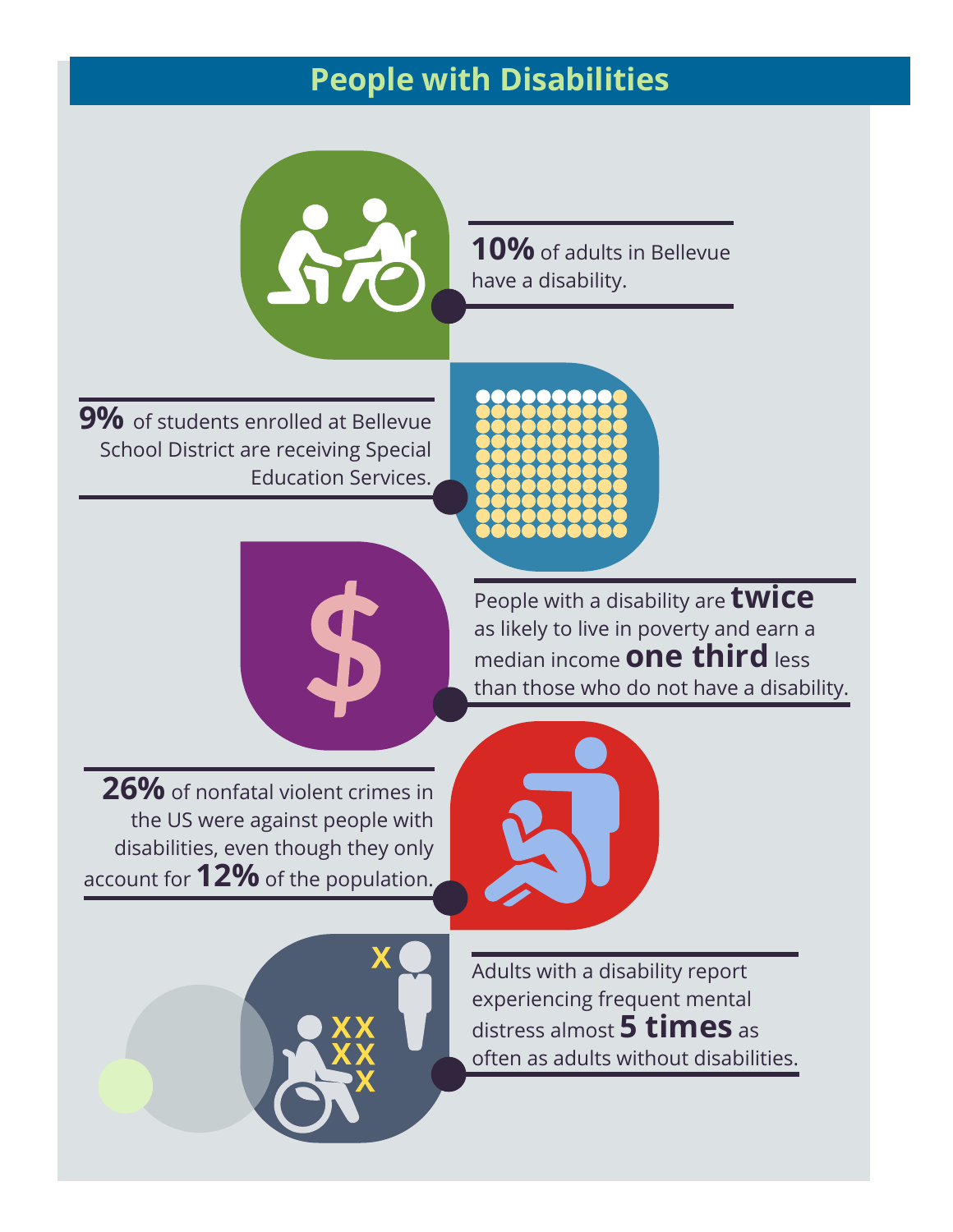# People with Disabilities

**10%** of adults in Bellevue have a disability.

**9%** of students enrolled at Bellevue School District are receiving Special Education Services.

People with a disability are **twice** as likely to live in poverty and earn a median income **one third** less than those who do not have a disability.

**26%** of nonfatal violent crimes in the US were against people with disabilities, even though they only account for **12%** of the population.

Adults with a disability report experiencing frequent mental distress almost **5 times** as often as adults without disabilities.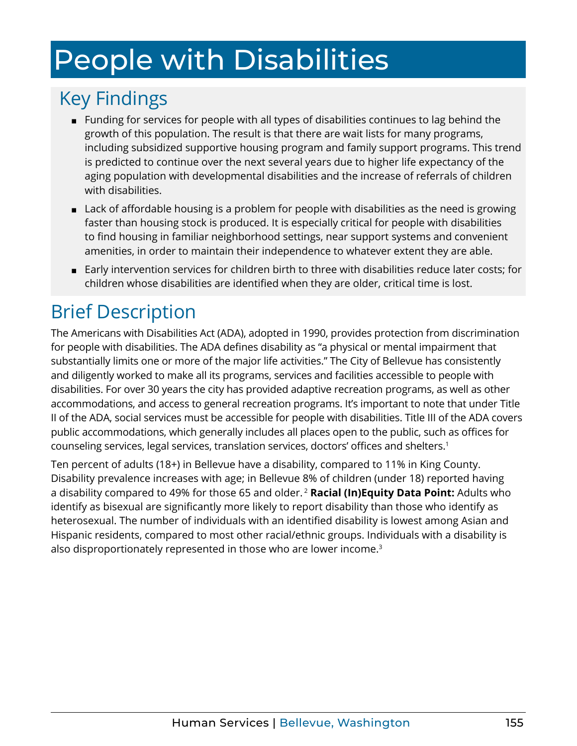# People with Disabilities

## Key Findings

- Funding for services for people with all types of disabilities continues to lag behind the growth of this population. The result is that there are wait lists for many programs, including subsidized supportive housing program and family support programs. This trend is predicted to continue over the next several years due to higher life expectancy of the aging population with developmental disabilities and the increase of referrals of children with disabilities.
- Lack of affordable housing is a problem for people with disabilities as the need is growing faster than housing stock is produced. It is especially critical for people with disabilities to find housing in familiar neighborhood settings, near support systems and convenient amenities, in order to maintain their independence to whatever extent they are able.
- Early intervention services for children birth to three with disabilities reduce later costs; for children whose disabilities are identified when they are older, critical time is lost.

## Brief Description

The Americans with Disabilities Act (ADA), adopted in 1990, provides protection from discrimination for people with disabilities. The ADA defines disability as "a physical or mental impairment that substantially limits one or more of the major life activities." The City of Bellevue has consistently and diligently worked to make all its programs, services and facilities accessible to people with disabilities. For over 30 years the city has provided adaptive recreation programs, as well as other accommodations, and access to general recreation programs. It's important to note that under Title II of the ADA, social services must be accessible for people with disabilities. Title III of the ADA covers public accommodations, which generally includes all places open to the public, such as offices for counseling services, legal services, translation services, doctors' offices and shelters.[1]

Ten percent of adults (18+) in Bellevue have a disability, compared to 11% in King County. Disability prevalence increases with age; in Bellevue 8% of children (under 18) reported having a disability compared to 49% for those 65 and older.[2] **Racial (In)Equity Data Point:** Adults who identify as bisexual are significantly more likely to report disability than those who identify as heterosexual. The number of individuals with an identified disability is lowest among Asian and Hispanic residents, compared to most other racial/ethnic groups. Individuals with a disability is also disproportionately represented in those who are lower income.[3]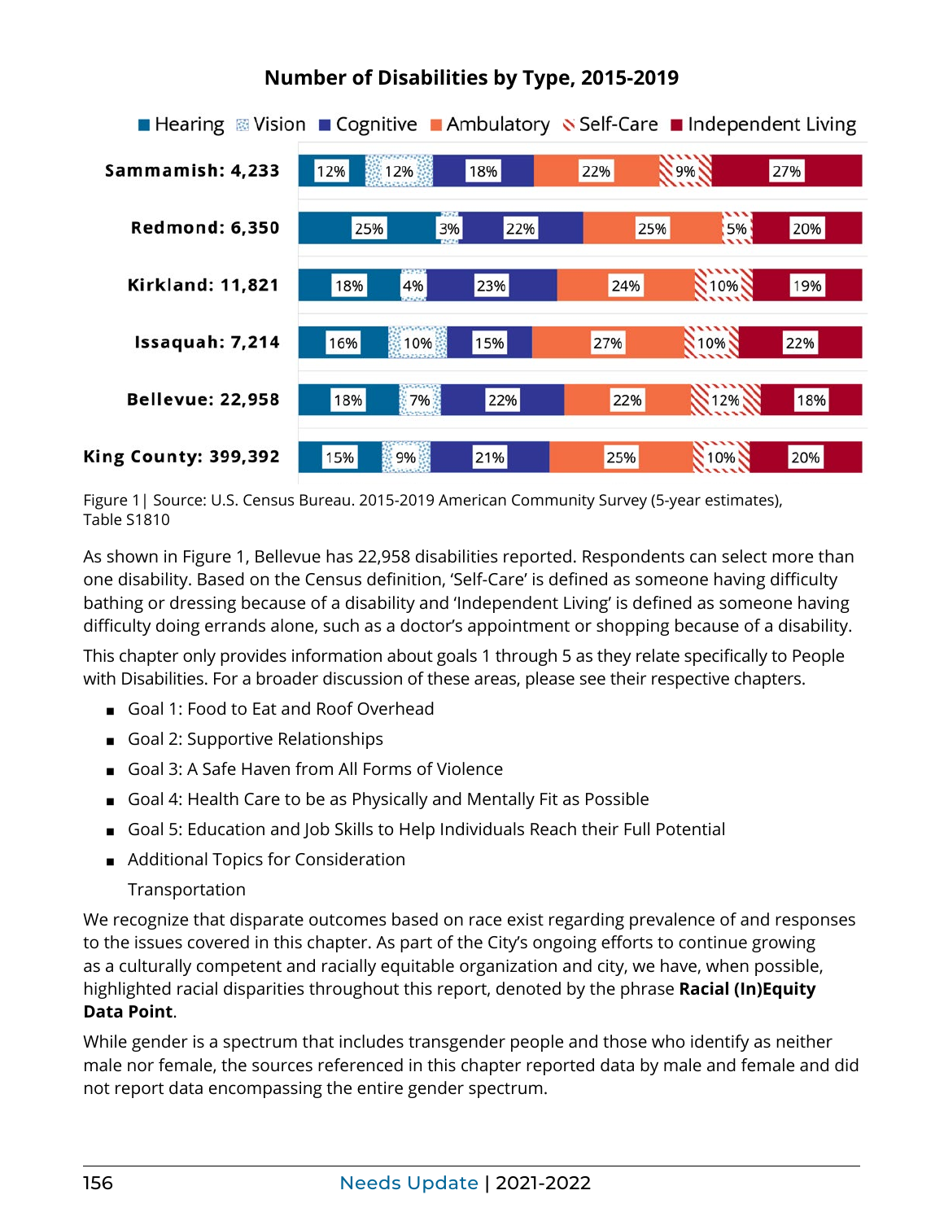**Number of Disabilities by Type, 2015-2019**

| | Hearing | Vision | Cognitive | Ambulatory | Self-Care | Independent Living |
|---|---|---|---|---|---|---|
| Sammamish: 4,233 | 12% | 12% | 18% | 22% | 9% | 27% |
| Redmond: 6,350 | 25% | 3% | 22% | 25% | 5% | 20% |
| Kirkland: 11,821 | 18% | 4% | 23% | 24% | 10% | 19% |
| Issaquah: 7,214 | 16% | 10% | 15% | 27% | 10% | 22% |
| Bellevue: 22,958 | 18% | 7% | 22% | 22% | 12% | 18% |
| King County: 399,392 | 15% | 9% | 21% | 25% | 10% | 20% |

Figure 1 | Source: U.S. Census Bureau. 2015-2019 American Community Survey (5-year estimates), Table S1810

As shown in Figure 1, Bellevue has 22,958 disabilities reported. Respondents can select more than one disability. Based on the Census definition, 'Self-Care' is defined as someone having difficulty bathing or dressing because of a disability and 'Independent Living' is defined as someone having difficulty doing errands alone, such as a doctor's appointment or shopping because of a disability.

This chapter only provides information about goals 1 through 5 as they relate specifically to People with Disabilities. For a broader discussion of these areas, please see their respective chapters.

- Goal 1: Food to Eat and Roof Overhead
- Goal 2: Supportive Relationships
- Goal 3: A Safe Haven from All Forms of Violence
- Goal 4: Health Care to be as Physically and Mentally Fit as Possible
- Goal 5: Education and Job Skills to Help Individuals Reach their Full Potential
- Additional Topics for Consideration

  Transportation

We recognize that disparate outcomes based on race exist regarding prevalence of and responses to the issues covered in this chapter. As part of the City's ongoing efforts to continue growing as a culturally competent and racially equitable organization and city, we have, when possible, highlighted racial disparities throughout this report, denoted by the phrase **Racial (In)Equity Data Point**.

While gender is a spectrum that includes transgender people and those who identify as neither male nor female, the sources referenced in this chapter reported data by male and female and did not report data encompassing the entire gender spectrum.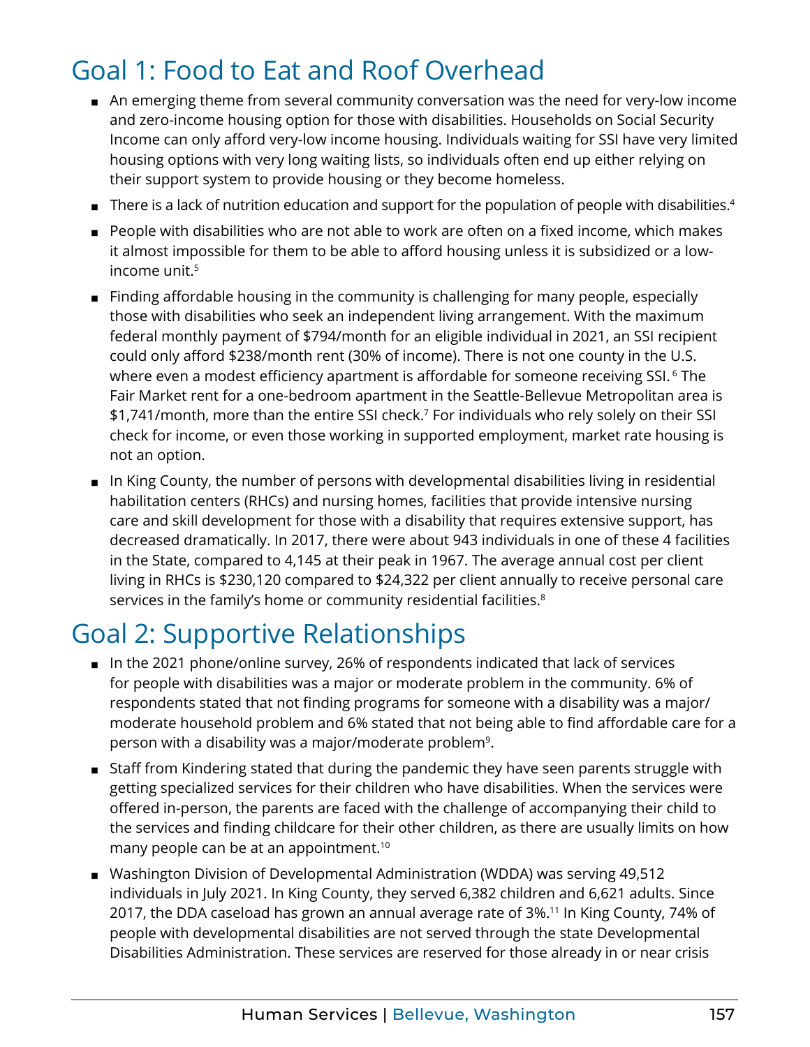## Goal 1: Food to Eat and Roof Overhead

- An emerging theme from several community conversation was the need for very-low income and zero-income housing option for those with disabilities. Households on Social Security Income can only afford very-low income housing. Individuals waiting for SSI have very limited housing options with very long waiting lists, so individuals often end up either relying on their support system to provide housing or they become homeless.
- There is a lack of nutrition education and support for the population of people with disabilities.[4]
- People with disabilities who are not able to work are often on a fixed income, which makes it almost impossible for them to be able to afford housing unless it is subsidized or a low-income unit.[5]
- Finding affordable housing in the community is challenging for many people, especially those with disabilities who seek an independent living arrangement. With the maximum federal monthly payment of $794/month for an eligible individual in 2021, an SSI recipient could only afford $238/month rent (30% of income). There is not one county in the U.S. where even a modest efficiency apartment is affordable for someone receiving SSI.[6] The Fair Market rent for a one-bedroom apartment in the Seattle-Bellevue Metropolitan area is $1,741/month, more than the entire SSI check.[7] For individuals who rely solely on their SSI check for income, or even those working in supported employment, market rate housing is not an option.
- In King County, the number of persons with developmental disabilities living in residential habilitation centers (RHCs) and nursing homes, facilities that provide intensive nursing care and skill development for those with a disability that requires extensive support, has decreased dramatically. In 2017, there were about 943 individuals in one of these 4 facilities in the State, compared to 4,145 at their peak in 1967. The average annual cost per client living in RHCs is $230,120 compared to $24,322 per client annually to receive personal care services in the family's home or community residential facilities.[8]

## Goal 2: Supportive Relationships

- In the 2021 phone/online survey, 26% of respondents indicated that lack of services for people with disabilities was a major or moderate problem in the community. 6% of respondents stated that not finding programs for someone with a disability was a major/moderate household problem and 6% stated that not being able to find affordable care for a person with a disability was a major/moderate problem[9].
- Staff from Kindering stated that during the pandemic they have seen parents struggle with getting specialized services for their children who have disabilities. When the services were offered in-person, the parents are faced with the challenge of accompanying their child to the services and finding childcare for their other children, as there are usually limits on how many people can be at an appointment.[10]
- Washington Division of Developmental Administration (WDDA) was serving 49,512 individuals in July 2021. In King County, they served 6,382 children and 6,621 adults. Since 2017, the DDA caseload has grown an annual average rate of 3%.[11] In King County, 74% of people with developmental disabilities are not served through the state Developmental Disabilities Administration. These services are reserved for those already in or near crisis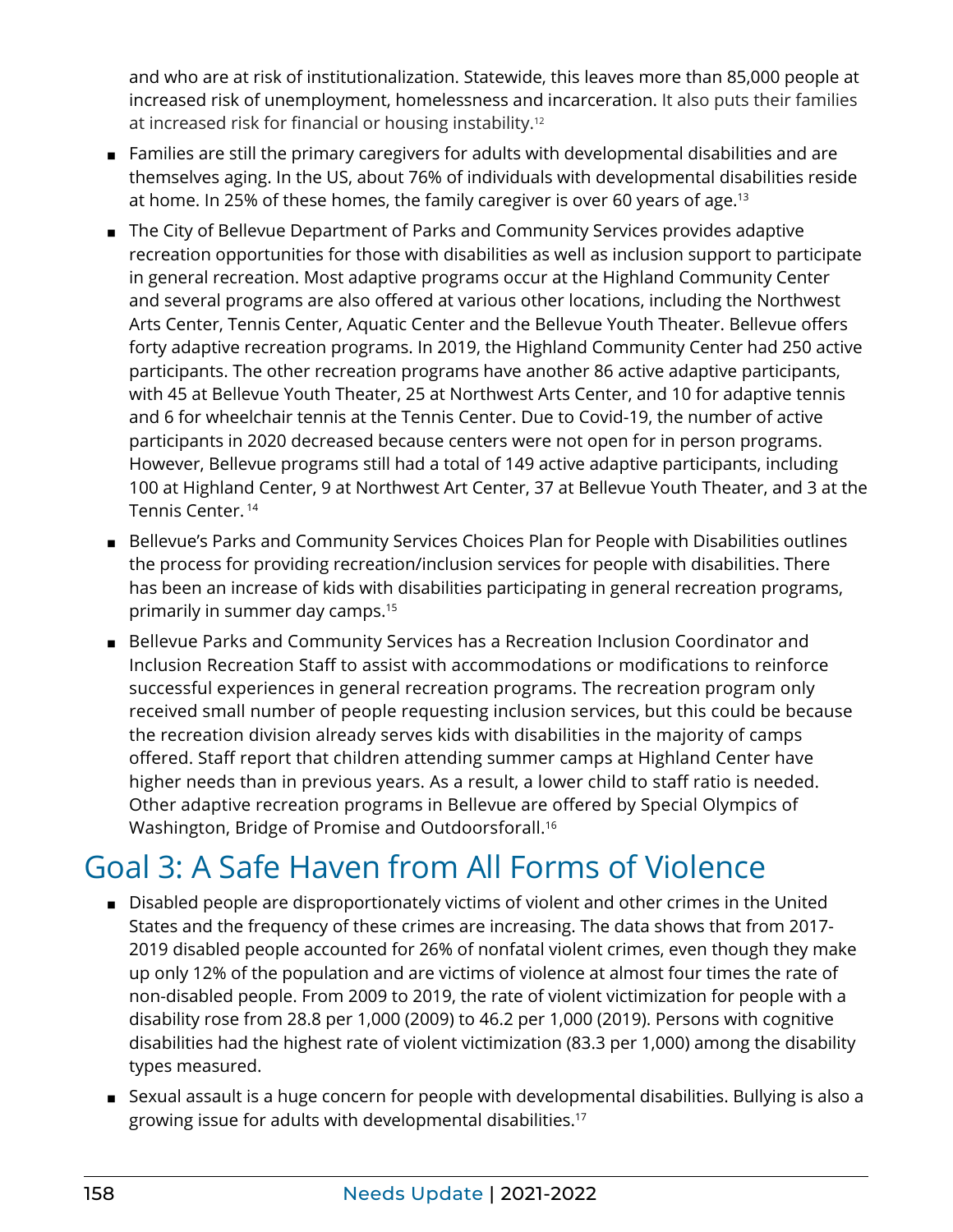and who are at risk of institutionalization. Statewide, this leaves more than 85,000 people at increased risk of unemployment, homelessness and incarceration. It also puts their families at increased risk for financial or housing instability.[12]

- Families are still the primary caregivers for adults with developmental disabilities and are themselves aging. In the US, about 76% of individuals with developmental disabilities reside at home. In 25% of these homes, the family caregiver is over 60 years of age.[13]
- The City of Bellevue Department of Parks and Community Services provides adaptive recreation opportunities for those with disabilities as well as inclusion support to participate in general recreation. Most adaptive programs occur at the Highland Community Center and several programs are also offered at various other locations, including the Northwest Arts Center, Tennis Center, Aquatic Center and the Bellevue Youth Theater. Bellevue offers forty adaptive recreation programs. In 2019, the Highland Community Center had 250 active participants. The other recreation programs have another 86 active adaptive participants, with 45 at Bellevue Youth Theater, 25 at Northwest Arts Center, and 10 for adaptive tennis and 6 for wheelchair tennis at the Tennis Center. Due to Covid-19, the number of active participants in 2020 decreased because centers were not open for in person programs. However, Bellevue programs still had a total of 149 active adaptive participants, including 100 at Highland Center, 9 at Northwest Art Center, 37 at Bellevue Youth Theater, and 3 at the Tennis Center.[14]
- Bellevue's Parks and Community Services Choices Plan for People with Disabilities outlines the process for providing recreation/inclusion services for people with disabilities. There has been an increase of kids with disabilities participating in general recreation programs, primarily in summer day camps.[15]
- Bellevue Parks and Community Services has a Recreation Inclusion Coordinator and Inclusion Recreation Staff to assist with accommodations or modifications to reinforce successful experiences in general recreation programs. The recreation program only received small number of people requesting inclusion services, but this could be because the recreation division already serves kids with disabilities in the majority of camps offered. Staff report that children attending summer camps at Highland Center have higher needs than in previous years. As a result, a lower child to staff ratio is needed. Other adaptive recreation programs in Bellevue are offered by Special Olympics of Washington, Bridge of Promise and Outdoorsforall.[16]

# Goal 3: A Safe Haven from All Forms of Violence

- Disabled people are disproportionately victims of violent and other crimes in the United States and the frequency of these crimes are increasing. The data shows that from 2017-2019 disabled people accounted for 26% of nonfatal violent crimes, even though they make up only 12% of the population and are victims of violence at almost four times the rate of non-disabled people. From 2009 to 2019, the rate of violent victimization for people with a disability rose from 28.8 per 1,000 (2009) to 46.2 per 1,000 (2019). Persons with cognitive disabilities had the highest rate of violent victimization (83.3 per 1,000) among the disability types measured.
- Sexual assault is a huge concern for people with developmental disabilities. Bullying is also a growing issue for adults with developmental disabilities.[17]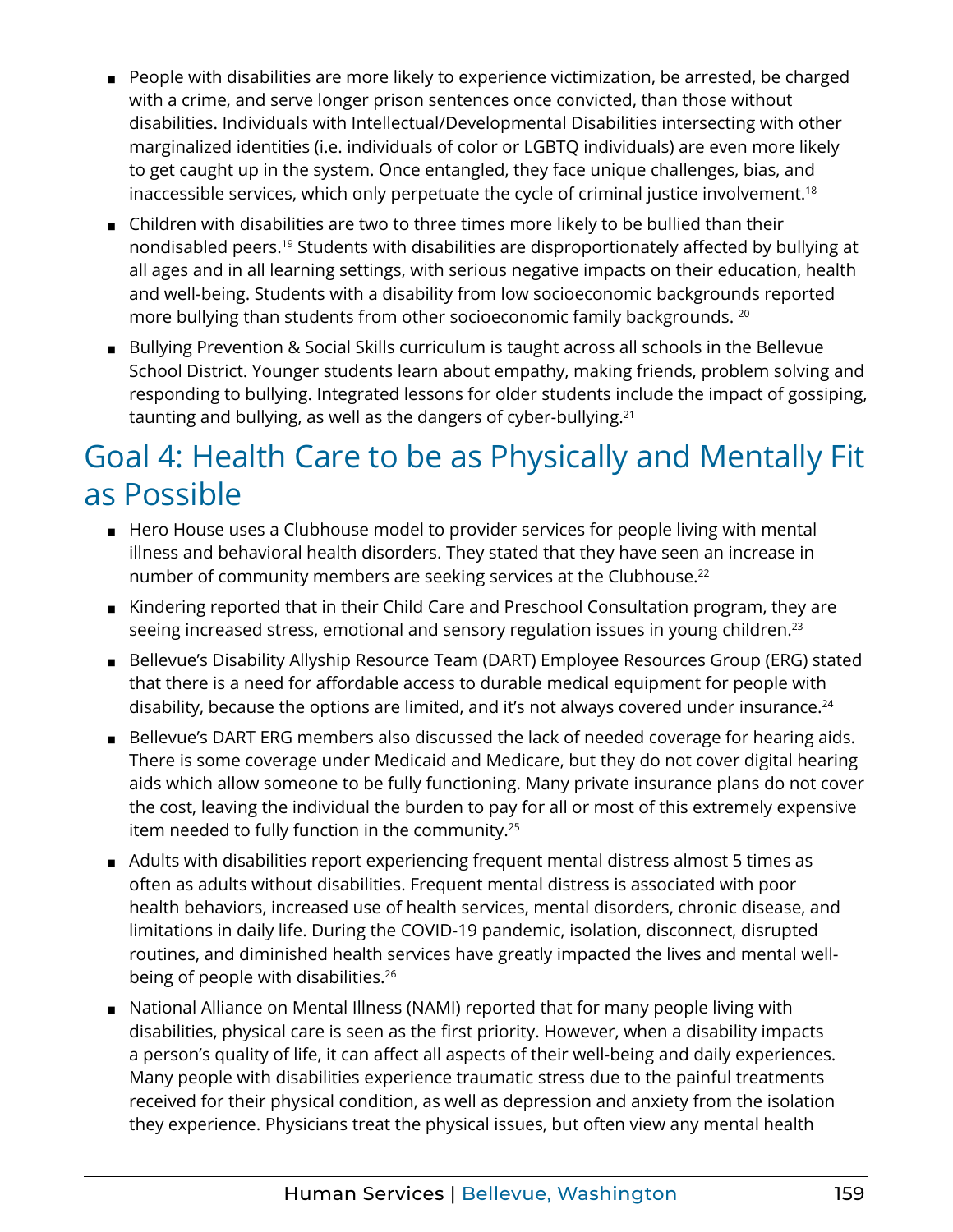- People with disabilities are more likely to experience victimization, be arrested, be charged with a crime, and serve longer prison sentences once convicted, than those without disabilities. Individuals with Intellectual/Developmental Disabilities intersecting with other marginalized identities (i.e. individuals of color or LGBTQ individuals) are even more likely to get caught up in the system. Once entangled, they face unique challenges, bias, and inaccessible services, which only perpetuate the cycle of criminal justice involvement.[18]
- Children with disabilities are two to three times more likely to be bullied than their nondisabled peers.[19] Students with disabilities are disproportionately affected by bullying at all ages and in all learning settings, with serious negative impacts on their education, health and well-being. Students with a disability from low socioeconomic backgrounds reported more bullying than students from other socioeconomic family backgrounds. [20]
- Bullying Prevention & Social Skills curriculum is taught across all schools in the Bellevue School District. Younger students learn about empathy, making friends, problem solving and responding to bullying. Integrated lessons for older students include the impact of gossiping, taunting and bullying, as well as the dangers of cyber-bullying.[21]

## Goal 4: Health Care to be as Physically and Mentally Fit as Possible

- Hero House uses a Clubhouse model to provider services for people living with mental illness and behavioral health disorders. They stated that they have seen an increase in number of community members are seeking services at the Clubhouse.[22]
- Kindering reported that in their Child Care and Preschool Consultation program, they are seeing increased stress, emotional and sensory regulation issues in young children.[23]
- Bellevue's Disability Allyship Resource Team (DART) Employee Resources Group (ERG) stated that there is a need for affordable access to durable medical equipment for people with disability, because the options are limited, and it's not always covered under insurance.[24]
- Bellevue's DART ERG members also discussed the lack of needed coverage for hearing aids. There is some coverage under Medicaid and Medicare, but they do not cover digital hearing aids which allow someone to be fully functioning. Many private insurance plans do not cover the cost, leaving the individual the burden to pay for all or most of this extremely expensive item needed to fully function in the community.[25]
- Adults with disabilities report experiencing frequent mental distress almost 5 times as often as adults without disabilities. Frequent mental distress is associated with poor health behaviors, increased use of health services, mental disorders, chronic disease, and limitations in daily life. During the COVID-19 pandemic, isolation, disconnect, disrupted routines, and diminished health services have greatly impacted the lives and mental well-being of people with disabilities.[26]
- National Alliance on Mental Illness (NAMI) reported that for many people living with disabilities, physical care is seen as the first priority. However, when a disability impacts a person's quality of life, it can affect all aspects of their well-being and daily experiences. Many people with disabilities experience traumatic stress due to the painful treatments received for their physical condition, as well as depression and anxiety from the isolation they experience. Physicians treat the physical issues, but often view any mental health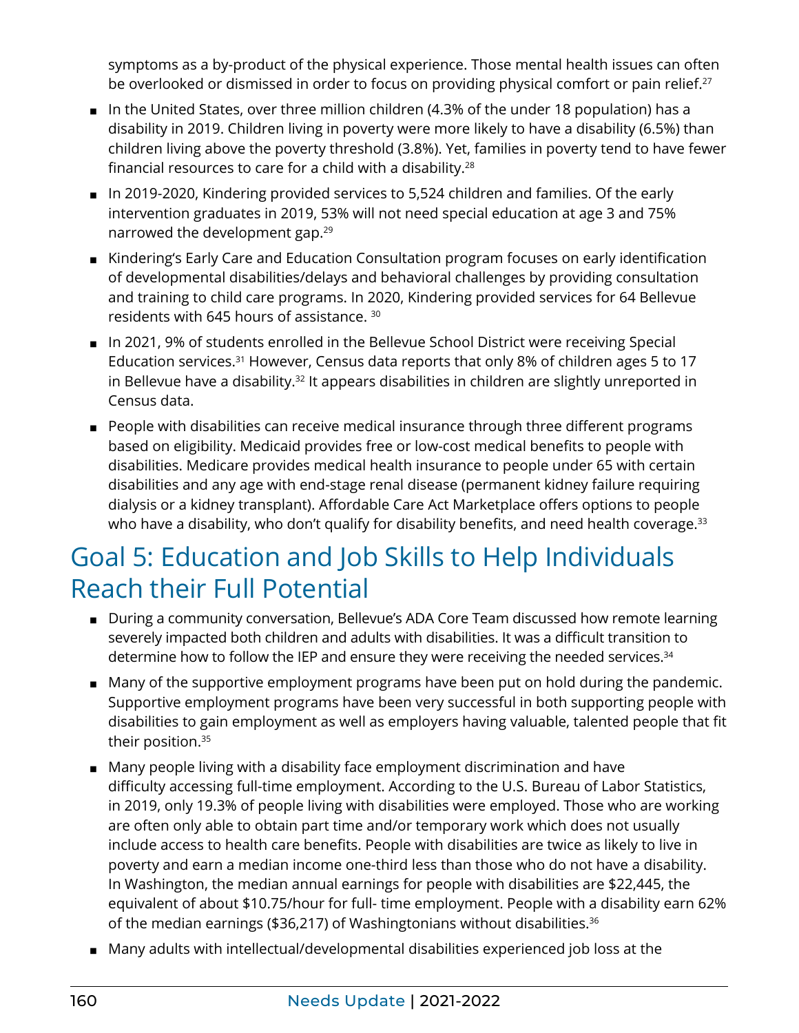symptoms as a by-product of the physical experience. Those mental health issues can often be overlooked or dismissed in order to focus on providing physical comfort or pain relief.[27]

- In the United States, over three million children (4.3% of the under 18 population) has a disability in 2019. Children living in poverty were more likely to have a disability (6.5%) than children living above the poverty threshold (3.8%). Yet, families in poverty tend to have fewer financial resources to care for a child with a disability.[28]
- In 2019-2020, Kindering provided services to 5,524 children and families. Of the early intervention graduates in 2019, 53% will not need special education at age 3 and 75% narrowed the development gap.[29]
- Kindering's Early Care and Education Consultation program focuses on early identification of developmental disabilities/delays and behavioral challenges by providing consultation and training to child care programs. In 2020, Kindering provided services for 64 Bellevue residents with 645 hours of assistance. [30]
- In 2021, 9% of students enrolled in the Bellevue School District were receiving Special Education services.[31] However, Census data reports that only 8% of children ages 5 to 17 in Bellevue have a disability.[32] It appears disabilities in children are slightly unreported in Census data.
- People with disabilities can receive medical insurance through three different programs based on eligibility. Medicaid provides free or low-cost medical benefits to people with disabilities. Medicare provides medical health insurance to people under 65 with certain disabilities and any age with end-stage renal disease (permanent kidney failure requiring dialysis or a kidney transplant). Affordable Care Act Marketplace offers options to people who have a disability, who don't qualify for disability benefits, and need health coverage.[33]

## Goal 5: Education and Job Skills to Help Individuals Reach their Full Potential

- During a community conversation, Bellevue's ADA Core Team discussed how remote learning severely impacted both children and adults with disabilities. It was a difficult transition to determine how to follow the IEP and ensure they were receiving the needed services.[34]
- Many of the supportive employment programs have been put on hold during the pandemic. Supportive employment programs have been very successful in both supporting people with disabilities to gain employment as well as employers having valuable, talented people that fit their position.[35]
- Many people living with a disability face employment discrimination and have difficulty accessing full-time employment. According to the U.S. Bureau of Labor Statistics, in 2019, only 19.3% of people living with disabilities were employed. Those who are working are often only able to obtain part time and/or temporary work which does not usually include access to health care benefits. People with disabilities are twice as likely to live in poverty and earn a median income one-third less than those who do not have a disability. In Washington, the median annual earnings for people with disabilities are $22,445, the equivalent of about $10.75/hour for full- time employment. People with a disability earn 62% of the median earnings ($36,217) of Washingtonians without disabilities.[36]
- Many adults with intellectual/developmental disabilities experienced job loss at the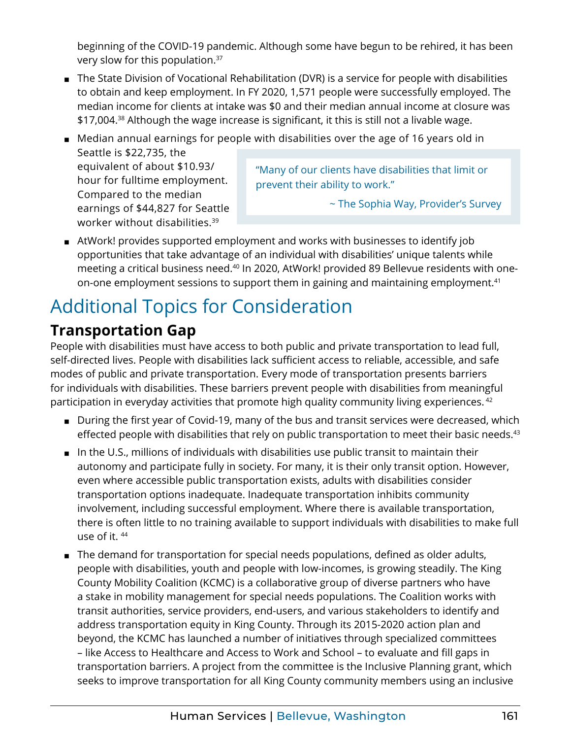beginning of the COVID-19 pandemic. Although some have begun to be rehired, it has been very slow for this population.[37]

- The State Division of Vocational Rehabilitation (DVR) is a service for people with disabilities to obtain and keep employment. In FY 2020, 1,571 people were successfully employed. The median income for clients at intake was $0 and their median annual income at closure was $17,004.[38] Although the wage increase is significant, it this is still not a livable wage.
- Median annual earnings for people with disabilities over the age of 16 years old in Seattle is $22,735, the equivalent of about $10.93/ hour for fulltime employment. Compared to the median earnings of $44,827 for Seattle worker without disabilities.[39]

> "Many of our clients have disabilities that limit or prevent their ability to work."
>
> ~ The Sophia Way, Provider's Survey

- AtWork! provides supported employment and works with businesses to identify job opportunities that take advantage of an individual with disabilities' unique talents while meeting a critical business need.[40] In 2020, AtWork! provided 89 Bellevue residents with one-on-one employment sessions to support them in gaining and maintaining employment.[41]

# Additional Topics for Consideration

## Transportation Gap

People with disabilities must have access to both public and private transportation to lead full, self-directed lives. People with disabilities lack sufficient access to reliable, accessible, and safe modes of public and private transportation. Every mode of transportation presents barriers for individuals with disabilities. These barriers prevent people with disabilities from meaningful participation in everyday activities that promote high quality community living experiences. [42]

- During the first year of Covid-19, many of the bus and transit services were decreased, which effected people with disabilities that rely on public transportation to meet their basic needs.[43]
- In the U.S., millions of individuals with disabilities use public transit to maintain their autonomy and participate fully in society. For many, it is their only transit option. However, even where accessible public transportation exists, adults with disabilities consider transportation options inadequate. Inadequate transportation inhibits community involvement, including successful employment. Where there is available transportation, there is often little to no training available to support individuals with disabilities to make full use of it. [44]
- The demand for transportation for special needs populations, defined as older adults, people with disabilities, youth and people with low-incomes, is growing steadily. The King County Mobility Coalition (KCMC) is a collaborative group of diverse partners who have a stake in mobility management for special needs populations. The Coalition works with transit authorities, service providers, end-users, and various stakeholders to identify and address transportation equity in King County. Through its 2015-2020 action plan and beyond, the KCMC has launched a number of initiatives through specialized committees – like Access to Healthcare and Access to Work and School – to evaluate and fill gaps in transportation barriers. A project from the committee is the Inclusive Planning grant, which seeks to improve transportation for all King County community members using an inclusive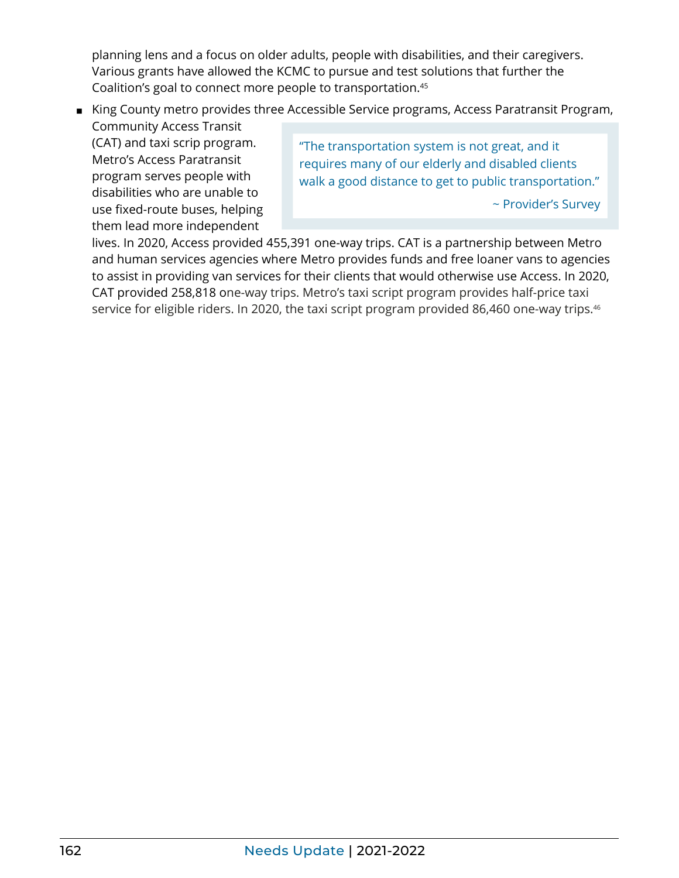planning lens and a focus on older adults, people with disabilities, and their caregivers. Various grants have allowed the KCMC to pursue and test solutions that further the Coalition's goal to connect more people to transportation.[45]

- King County metro provides three Accessible Service programs, Access Paratransit Program, Community Access Transit (CAT) and taxi scrip program. Metro's Access Paratransit program serves people with disabilities who are unable to use fixed-route buses, helping them lead more independent lives. In 2020, Access provided 455,391 one-way trips. CAT is a partnership between Metro and human services agencies where Metro provides funds and free loaner vans to agencies to assist in providing van services for their clients that would otherwise use Access. In 2020, CAT provided 258,818 one-way trips. Metro's taxi script program provides half-price taxi service for eligible riders. In 2020, the taxi script program provided 86,460 one-way trips.[46]

> "The transportation system is not great, and it requires many of our elderly and disabled clients walk a good distance to get to public transportation."
>
> ~ Provider's Survey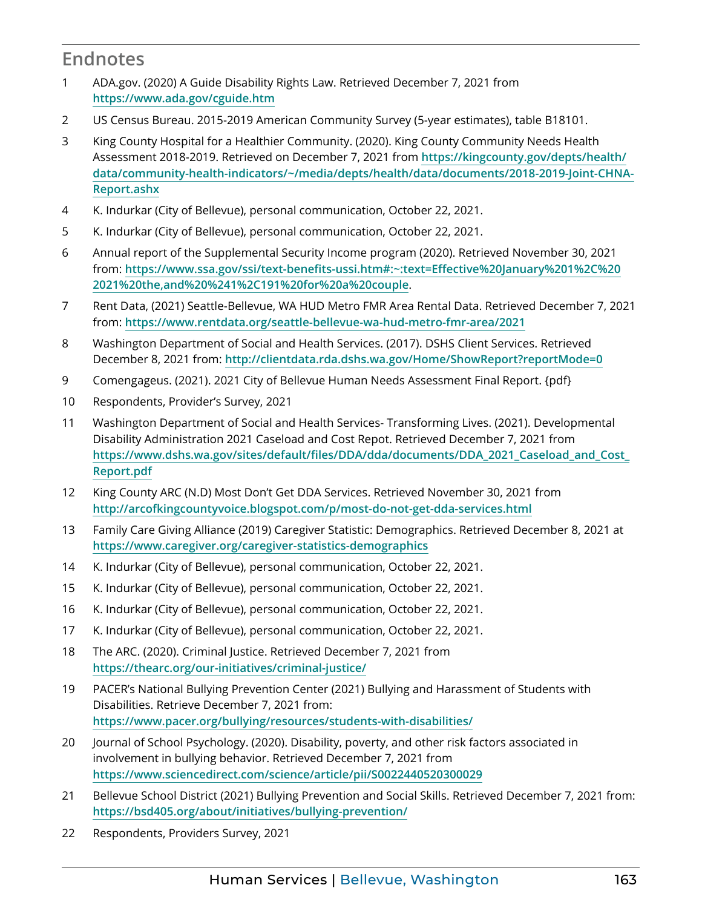## Endnotes

1. ADA.gov. (2020) A Guide Disability Rights Law. Retrieved December 7, 2021 from https://www.ada.gov/cguide.htm
2. US Census Bureau. 2015-2019 American Community Survey (5-year estimates), table B18101.
3. King County Hospital for a Healthier Community. (2020). King County Community Needs Health Assessment 2018-2019. Retrieved on December 7, 2021 from https://kingcounty.gov/depts/health/data/community-health-indicators/~/media/depts/health/data/documents/2018-2019-Joint-CHNA-Report.ashx
4. K. Indurkar (City of Bellevue), personal communication, October 22, 2021.
5. K. Indurkar (City of Bellevue), personal communication, October 22, 2021.
6. Annual report of the Supplemental Security Income program (2020). Retrieved November 30, 2021 from: https://www.ssa.gov/ssi/text-benefits-ussi.htm#:~:text=Effective%20January%201%2C%202021%20the,and%20%241%2C191%20for%20a%20couple.
7. Rent Data, (2021) Seattle-Bellevue, WA HUD Metro FMR Area Rental Data. Retrieved December 7, 2021 from: https://www.rentdata.org/seattle-bellevue-wa-hud-metro-fmr-area/2021
8. Washington Department of Social and Health Services. (2017). DSHS Client Services. Retrieved December 8, 2021 from: http://clientdata.rda.dshs.wa.gov/Home/ShowReport?reportMode=0
9. Comengageus. (2021). 2021 City of Bellevue Human Needs Assessment Final Report. {pdf}
10. Respondents, Provider's Survey, 2021
11. Washington Department of Social and Health Services- Transforming Lives. (2021). Developmental Disability Administration 2021 Caseload and Cost Repot. Retrieved December 7, 2021 from https://www.dshs.wa.gov/sites/default/files/DDA/dda/documents/DDA_2021_Caseload_and_Cost_Report.pdf
12. King County ARC (N.D) Most Don't Get DDA Services. Retrieved November 30, 2021 from http://arcofkingcountyvoice.blogspot.com/p/most-do-not-get-dda-services.html
13. Family Care Giving Alliance (2019) Caregiver Statistic: Demographics. Retrieved December 8, 2021 at https://www.caregiver.org/caregiver-statistics-demographics
14. K. Indurkar (City of Bellevue), personal communication, October 22, 2021.
15. K. Indurkar (City of Bellevue), personal communication, October 22, 2021.
16. K. Indurkar (City of Bellevue), personal communication, October 22, 2021.
17. K. Indurkar (City of Bellevue), personal communication, October 22, 2021.
18. The ARC. (2020). Criminal Justice. Retrieved December 7, 2021 from https://thearc.org/our-initiatives/criminal-justice/
19. PACER's National Bullying Prevention Center (2021) Bullying and Harassment of Students with Disabilities. Retrieve December 7, 2021 from: https://www.pacer.org/bullying/resources/students-with-disabilities/
20. Journal of School Psychology. (2020). Disability, poverty, and other risk factors associated in involvement in bullying behavior. Retrieved December 7, 2021 from https://www.sciencedirect.com/science/article/pii/S0022440520300029
21. Bellevue School District (2021) Bullying Prevention and Social Skills. Retrieved December 7, 2021 from: https://bsd405.org/about/initiatives/bullying-prevention/
22. Respondents, Providers Survey, 2021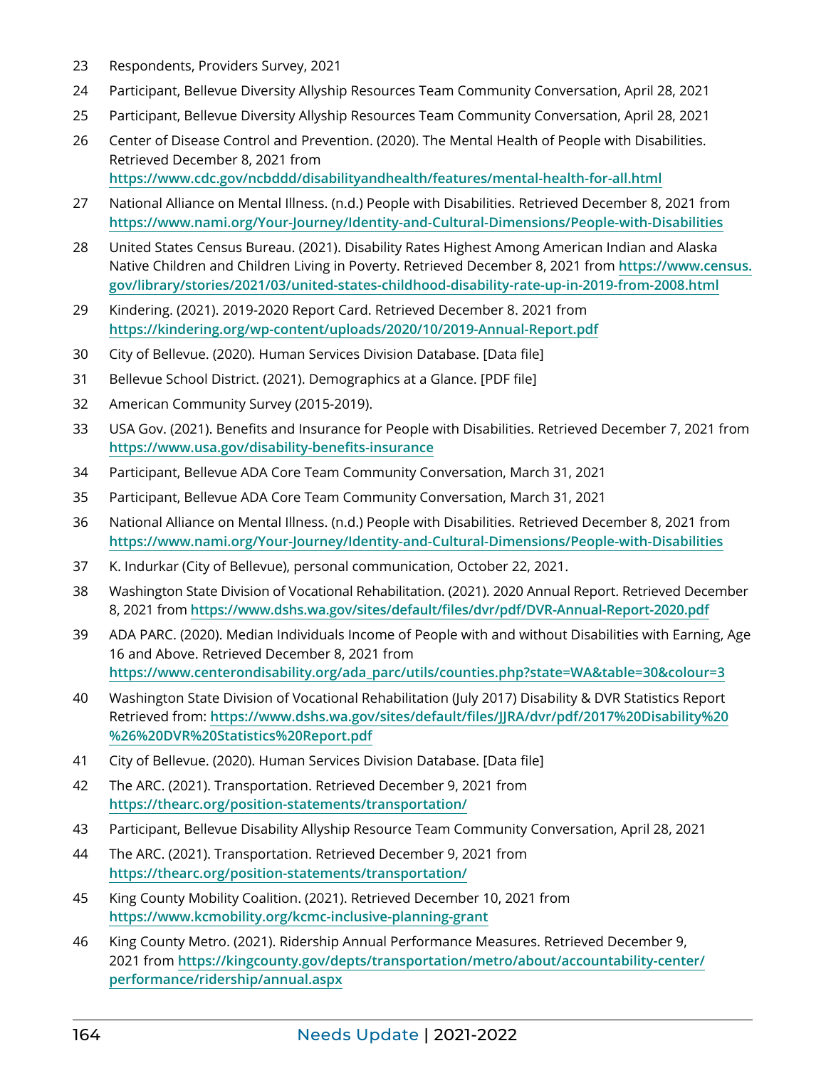23. Respondents, Providers Survey, 2021
24. Participant, Bellevue Diversity Allyship Resources Team Community Conversation, April 28, 2021
25. Participant, Bellevue Diversity Allyship Resources Team Community Conversation, April 28, 2021
26. Center of Disease Control and Prevention. (2020). The Mental Health of People with Disabilities. Retrieved December 8, 2021 from https://www.cdc.gov/ncbddd/disabilityandhealth/features/mental-health-for-all.html
27. National Alliance on Mental Illness. (n.d.) People with Disabilities. Retrieved December 8, 2021 from https://www.nami.org/Your-Journey/Identity-and-Cultural-Dimensions/People-with-Disabilities
28. United States Census Bureau. (2021). Disability Rates Highest Among American Indian and Alaska Native Children and Children Living in Poverty. Retrieved December 8, 2021 from https://www.census.gov/library/stories/2021/03/united-states-childhood-disability-rate-up-in-2019-from-2008.html
29. Kindering. (2021). 2019-2020 Report Card. Retrieved December 8. 2021 from https://kindering.org/wp-content/uploads/2020/10/2019-Annual-Report.pdf
30. City of Bellevue. (2020). Human Services Division Database. [Data file]
31. Bellevue School District. (2021). Demographics at a Glance. [PDF file]
32. American Community Survey (2015-2019).
33. USA Gov. (2021). Benefits and Insurance for People with Disabilities. Retrieved December 7, 2021 from https://www.usa.gov/disability-benefits-insurance
34. Participant, Bellevue ADA Core Team Community Conversation, March 31, 2021
35. Participant, Bellevue ADA Core Team Community Conversation, March 31, 2021
36. National Alliance on Mental Illness. (n.d.) People with Disabilities. Retrieved December 8, 2021 from https://www.nami.org/Your-Journey/Identity-and-Cultural-Dimensions/People-with-Disabilities
37. K. Indurkar (City of Bellevue), personal communication, October 22, 2021.
38. Washington State Division of Vocational Rehabilitation. (2021). 2020 Annual Report. Retrieved December 8, 2021 from https://www.dshs.wa.gov/sites/default/files/dvr/pdf/DVR-Annual-Report-2020.pdf
39. ADA PARC. (2020). Median Individuals Income of People with and without Disabilities with Earning, Age 16 and Above. Retrieved December 8, 2021 from https://www.centerondisability.org/ada_parc/utils/counties.php?state=WA&table=30&colour=3
40. Washington State Division of Vocational Rehabilitation (July 2017) Disability & DVR Statistics Report Retrieved from: https://www.dshs.wa.gov/sites/default/files/JJRA/dvr/pdf/2017%20Disability%20%26%20DVR%20Statistics%20Report.pdf
41. City of Bellevue. (2020). Human Services Division Database. [Data file]
42. The ARC. (2021). Transportation. Retrieved December 9, 2021 from https://thearc.org/position-statements/transportation/
43. Participant, Bellevue Disability Allyship Resource Team Community Conversation, April 28, 2021
44. The ARC. (2021). Transportation. Retrieved December 9, 2021 from https://thearc.org/position-statements/transportation/
45. King County Mobility Coalition. (2021). Retrieved December 10, 2021 from https://www.kcmobility.org/kcmc-inclusive-planning-grant
46. King County Metro. (2021). Ridership Annual Performance Measures. Retrieved December 9, 2021 from https://kingcounty.gov/depts/transportation/metro/about/accountability-center/performance/ridership/annual.aspx